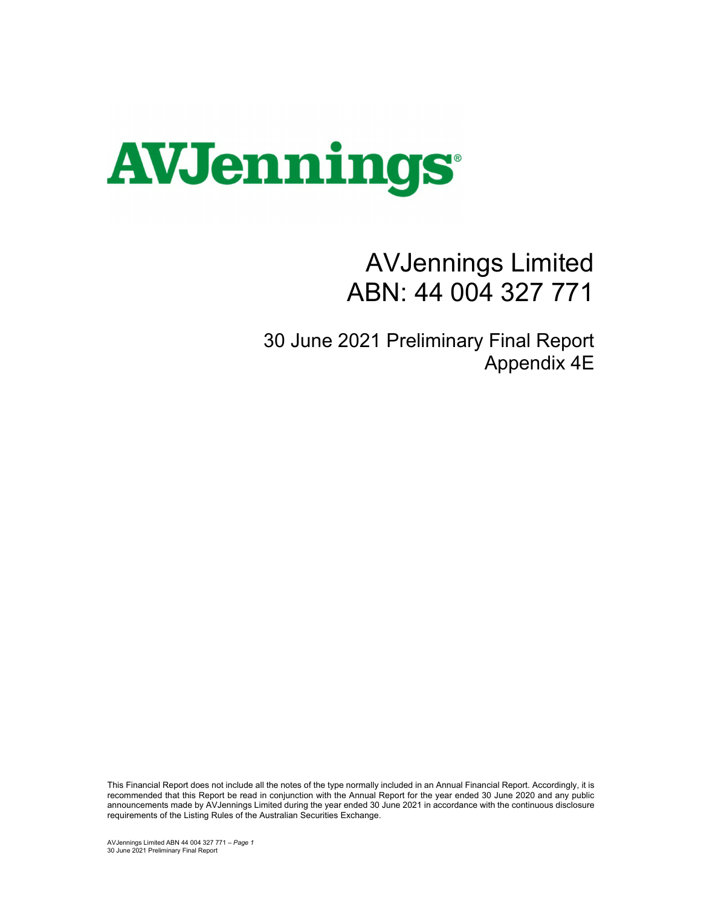AVJennings

# AVJennings Limited
# ABN: 44 004 327 771

## 30 June 2021 Preliminary Final Report
## Appendix 4E

This Financial Report does not include all the notes of the type normally included in an Annual Financial Report. Accordingly, it is recommended that this Report be read in conjunction with the Annual Report for the year ended 30 June 2020 and any public announcements made by AVJennings Limited during the year ended 30 June 2021 in accordance with the continuous disclosure requirements of the Listing Rules of the Australian Securities Exchange.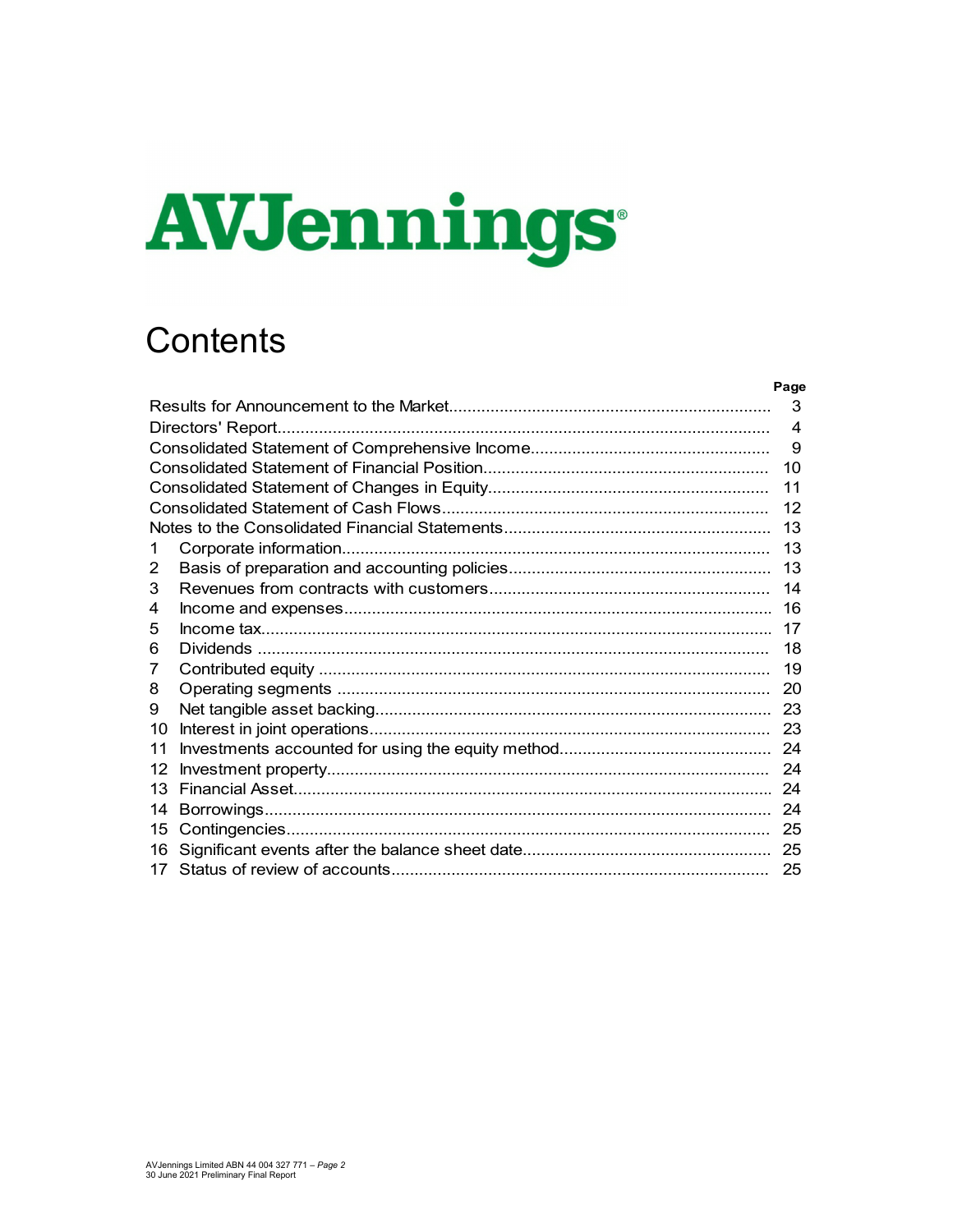AVJennings

# Contents

| | | Page |
|---|---|---|
| Results for Announcement to the Market | | 3 |
| Directors' Report | | 4 |
| Consolidated Statement of Comprehensive Income | | 9 |
| Consolidated Statement of Financial Position | | 10 |
| Consolidated Statement of Changes in Equity | | 11 |
| Consolidated Statement of Cash Flows | | 12 |
| Notes to the Consolidated Financial Statements | | 13 |
| 1 | Corporate information | 13 |
| 2 | Basis of preparation and accounting policies | 13 |
| 3 | Revenues from contracts with customers | 14 |
| 4 | Income and expenses | 16 |
| 5 | Income tax | 17 |
| 6 | Dividends | 18 |
| 7 | Contributed equity | 19 |
| 8 | Operating segments | 20 |
| 9 | Net tangible asset backing | 23 |
| 10 | Interest in joint operations | 23 |
| 11 | Investments accounted for using the equity method | 24 |
| 12 | Investment property | 24 |
| 13 | Financial Asset | 24 |
| 14 | Borrowings | 24 |
| 15 | Contingencies | 25 |
| 16 | Significant events after the balance sheet date | 25 |
| 17 | Status of review of accounts | 25 |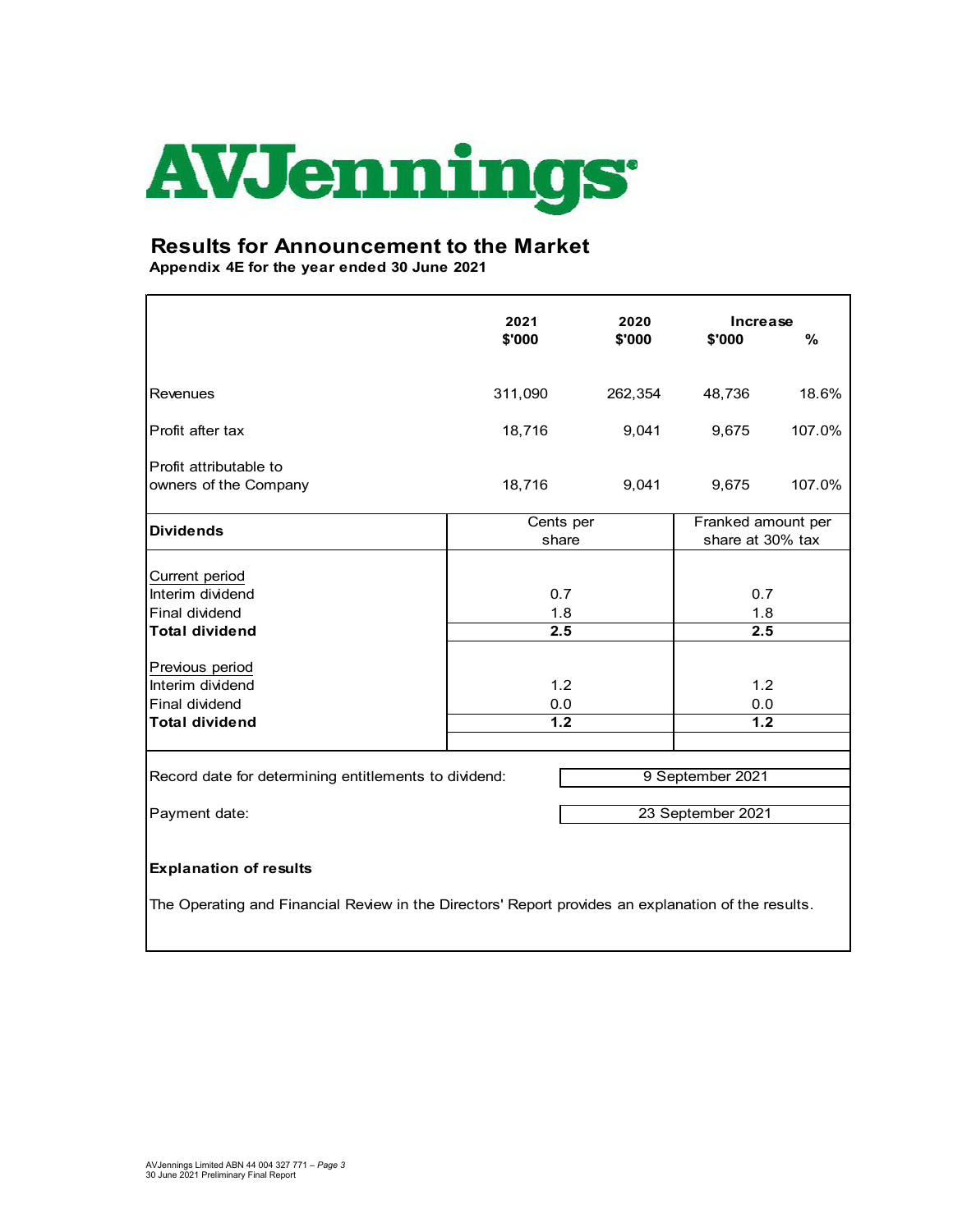# AVJennings

## Results for Announcement to the Market

**Appendix 4E for the year ended 30 June 2021**

| | 2021<br>$'000 | 2020<br>$'000 | Increase<br>$'000 | <br>% |
|---|---|---|---|---|
| Revenues | 311,090 | 262,354 | 48,736 | 18.6% |
| Profit after tax | 18,716 | 9,041 | 9,675 | 107.0% |
| Profit attributable to owners of the Company | 18,716 | 9,041 | 9,675 | 107.0% |

| **Dividends** | Cents per share | Franked amount per share at 30% tax |
|---|---|---|
| Current period | | |
| Interim dividend | 0.7 | 0.7 |
| Final dividend | 1.8 | 1.8 |
| **Total dividend** | **2.5** | **2.5** |
| Previous period | | |
| Interim dividend | 1.2 | 1.2 |
| Final dividend | 0.0 | 0.0 |
| **Total dividend** | **1.2** | **1.2** |

| | |
|---|---|
| Record date for determining entitlements to dividend: | 9 September 2021 |
| Payment date: | 23 September 2021 |

**Explanation of results**

The Operating and Financial Review in the Directors' Report provides an explanation of the results.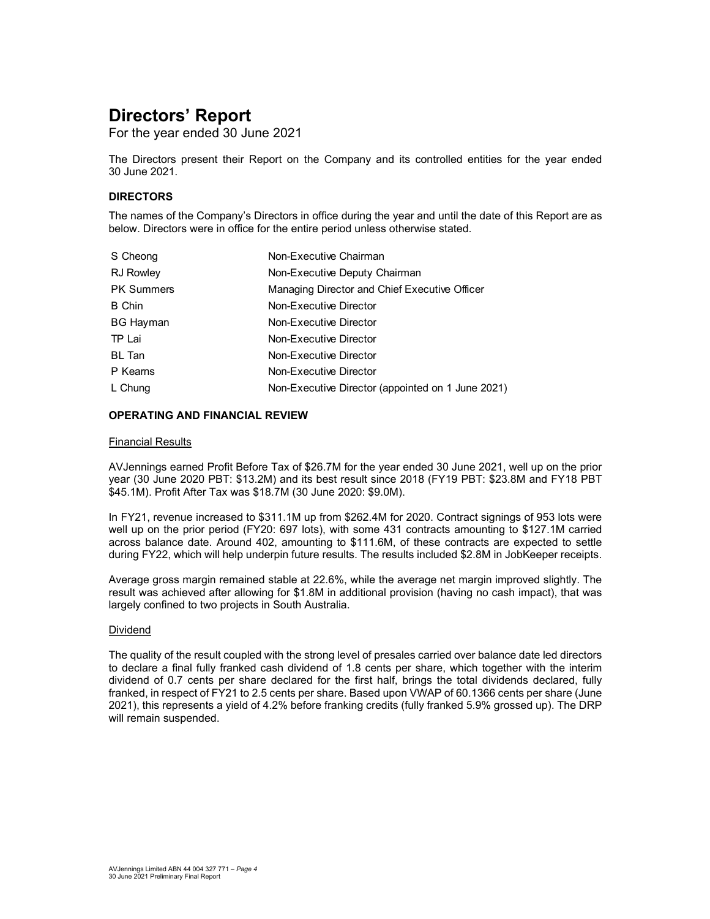# Directors' Report

For the year ended 30 June 2021

The Directors present their Report on the Company and its controlled entities for the year ended 30 June 2021.

### DIRECTORS

The names of the Company's Directors in office during the year and until the date of this Report are as below. Directors were in office for the entire period unless otherwise stated.

| | |
|---|---|
| S Cheong | Non-Executive Chairman |
| RJ Rowley | Non-Executive Deputy Chairman |
| PK Summers | Managing Director and Chief Executive Officer |
| B Chin | Non-Executive Director |
| BG Hayman | Non-Executive Director |
| TP Lai | Non-Executive Director |
| BL Tan | Non-Executive Director |
| P Kearns | Non-Executive Director |
| L Chung | Non-Executive Director (appointed on 1 June 2021) |

### OPERATING AND FINANCIAL REVIEW

#### Financial Results

AVJennings earned Profit Before Tax of $26.7M for the year ended 30 June 2021, well up on the prior year (30 June 2020 PBT: $13.2M) and its best result since 2018 (FY19 PBT: $23.8M and FY18 PBT $45.1M). Profit After Tax was $18.7M (30 June 2020: $9.0M).

In FY21, revenue increased to $311.1M up from $262.4M for 2020. Contract signings of 953 lots were well up on the prior period (FY20: 697 lots), with some 431 contracts amounting to $127.1M carried across balance date. Around 402, amounting to $111.6M, of these contracts are expected to settle during FY22, which will help underpin future results. The results included $2.8M in JobKeeper receipts.

Average gross margin remained stable at 22.6%, while the average net margin improved slightly. The result was achieved after allowing for $1.8M in additional provision (having no cash impact), that was largely confined to two projects in South Australia.

#### Dividend

The quality of the result coupled with the strong level of presales carried over balance date led directors to declare a final fully franked cash dividend of 1.8 cents per share, which together with the interim dividend of 0.7 cents per share declared for the first half, brings the total dividends declared, fully franked, in respect of FY21 to 2.5 cents per share. Based upon VWAP of 60.1366 cents per share (June 2021), this represents a yield of 4.2% before franking credits (fully franked 5.9% grossed up). The DRP will remain suspended.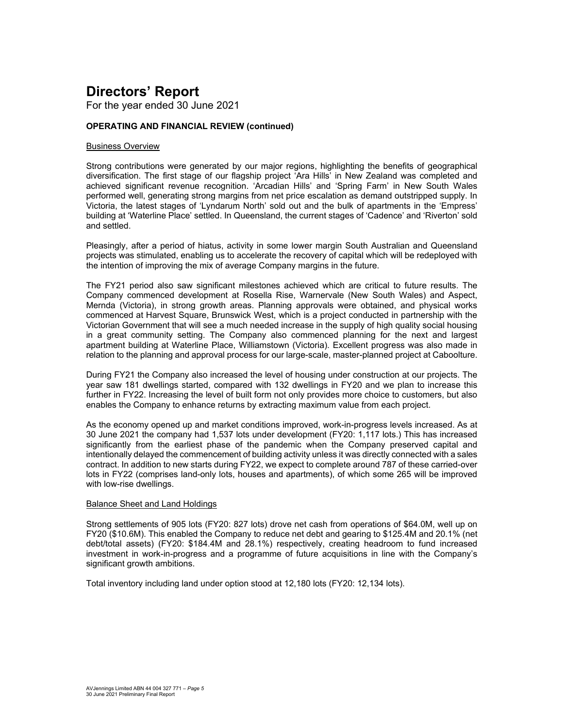# Directors' Report

For the year ended 30 June 2021

## OPERATING AND FINANCIAL REVIEW (continued)

### Business Overview

Strong contributions were generated by our major regions, highlighting the benefits of geographical diversification. The first stage of our flagship project 'Ara Hills' in New Zealand was completed and achieved significant revenue recognition. 'Arcadian Hills' and 'Spring Farm' in New South Wales performed well, generating strong margins from net price escalation as demand outstripped supply. In Victoria, the latest stages of 'Lyndarum North' sold out and the bulk of apartments in the 'Empress' building at 'Waterline Place' settled. In Queensland, the current stages of 'Cadence' and 'Riverton' sold and settled.

Pleasingly, after a period of hiatus, activity in some lower margin South Australian and Queensland projects was stimulated, enabling us to accelerate the recovery of capital which will be redeployed with the intention of improving the mix of average Company margins in the future.

The FY21 period also saw significant milestones achieved which are critical to future results. The Company commenced development at Rosella Rise, Warnervale (New South Wales) and Aspect, Mernda (Victoria), in strong growth areas. Planning approvals were obtained, and physical works commenced at Harvest Square, Brunswick West, which is a project conducted in partnership with the Victorian Government that will see a much needed increase in the supply of high quality social housing in a great community setting. The Company also commenced planning for the next and largest apartment building at Waterline Place, Williamstown (Victoria). Excellent progress was also made in relation to the planning and approval process for our large-scale, master-planned project at Caboolture.

During FY21 the Company also increased the level of housing under construction at our projects. The year saw 181 dwellings started, compared with 132 dwellings in FY20 and we plan to increase this further in FY22. Increasing the level of built form not only provides more choice to customers, but also enables the Company to enhance returns by extracting maximum value from each project.

As the economy opened up and market conditions improved, work-in-progress levels increased. As at 30 June 2021 the company had 1,537 lots under development (FY20: 1,117 lots.) This has increased significantly from the earliest phase of the pandemic when the Company preserved capital and intentionally delayed the commencement of building activity unless it was directly connected with a sales contract. In addition to new starts during FY22, we expect to complete around 787 of these carried-over lots in FY22 (comprises land-only lots, houses and apartments), of which some 265 will be improved with low-rise dwellings.

### Balance Sheet and Land Holdings

Strong settlements of 905 lots (FY20: 827 lots) drove net cash from operations of $64.0M, well up on FY20 ($10.6M). This enabled the Company to reduce net debt and gearing to $125.4M and 20.1% (net debt/total assets) (FY20: $184.4M and 28.1%) respectively, creating headroom to fund increased investment in work-in-progress and a programme of future acquisitions in line with the Company's significant growth ambitions.

Total inventory including land under option stood at 12,180 lots (FY20: 12,134 lots).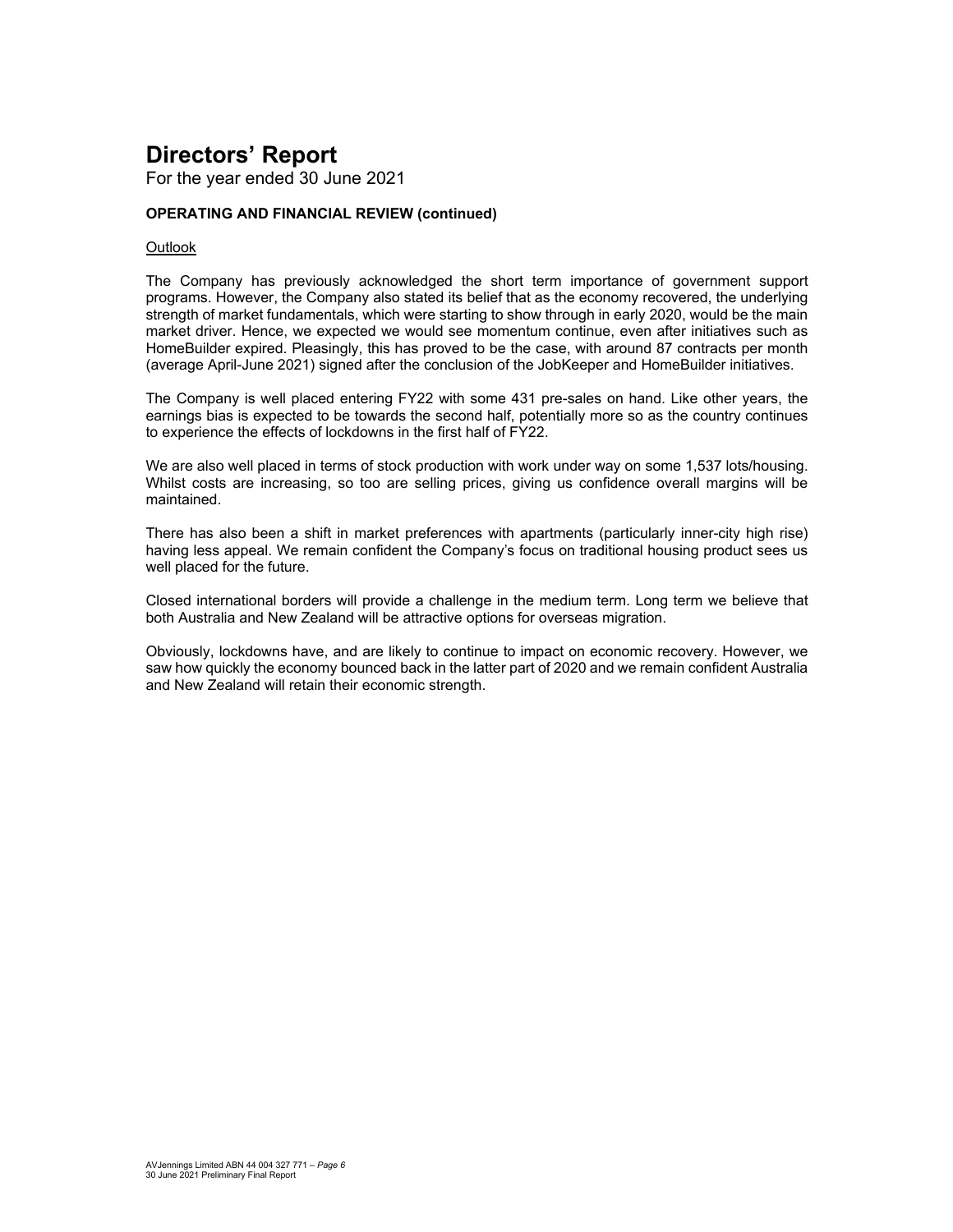# Directors' Report

For the year ended 30 June 2021

**OPERATING AND FINANCIAL REVIEW (continued)**

Outlook

The Company has previously acknowledged the short term importance of government support programs. However, the Company also stated its belief that as the economy recovered, the underlying strength of market fundamentals, which were starting to show through in early 2020, would be the main market driver. Hence, we expected we would see momentum continue, even after initiatives such as HomeBuilder expired. Pleasingly, this has proved to be the case, with around 87 contracts per month (average April-June 2021) signed after the conclusion of the JobKeeper and HomeBuilder initiatives.

The Company is well placed entering FY22 with some 431 pre-sales on hand. Like other years, the earnings bias is expected to be towards the second half, potentially more so as the country continues to experience the effects of lockdowns in the first half of FY22.

We are also well placed in terms of stock production with work under way on some 1,537 lots/housing. Whilst costs are increasing, so too are selling prices, giving us confidence overall margins will be maintained.

There has also been a shift in market preferences with apartments (particularly inner-city high rise) having less appeal. We remain confident the Company's focus on traditional housing product sees us well placed for the future.

Closed international borders will provide a challenge in the medium term. Long term we believe that both Australia and New Zealand will be attractive options for overseas migration.

Obviously, lockdowns have, and are likely to continue to impact on economic recovery. However, we saw how quickly the economy bounced back in the latter part of 2020 and we remain confident Australia and New Zealand will retain their economic strength.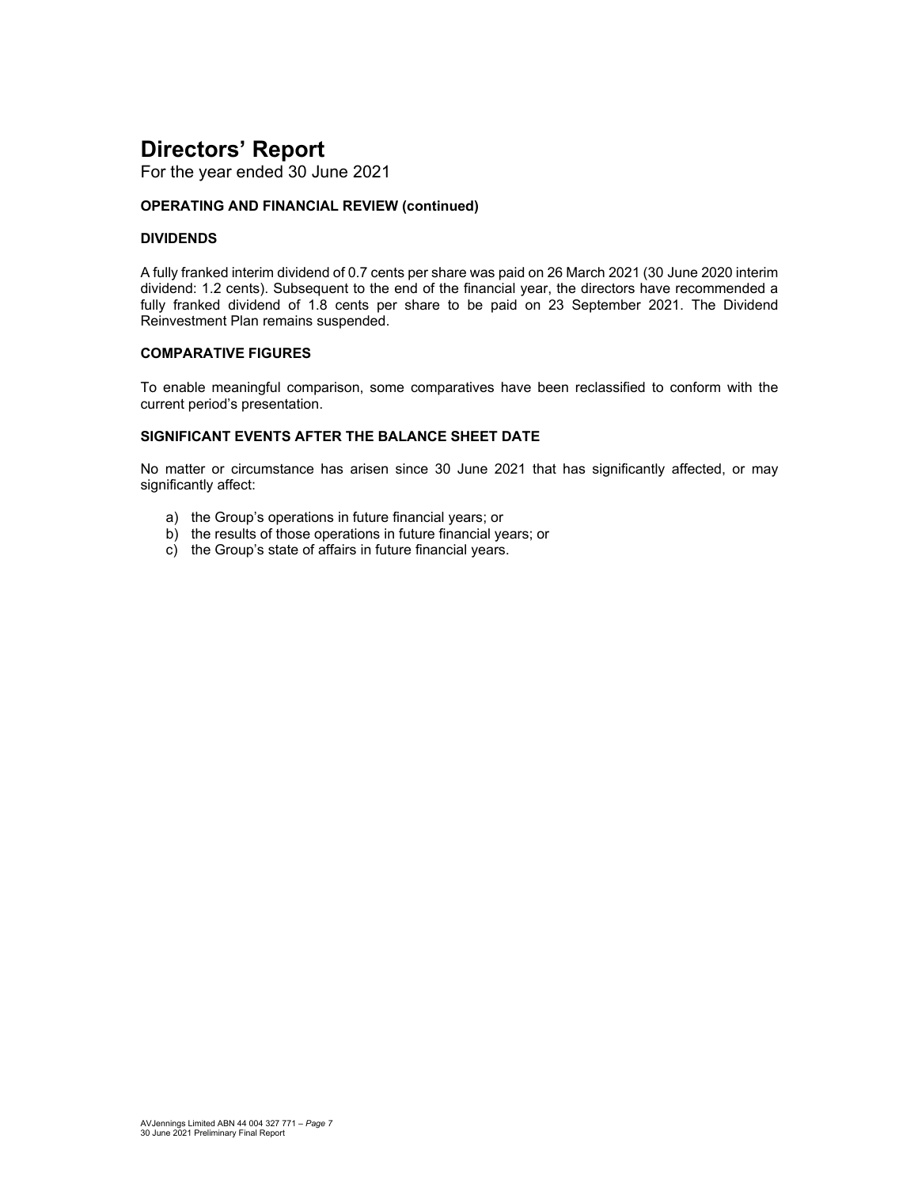# Directors' Report

For the year ended 30 June 2021

**OPERATING AND FINANCIAL REVIEW (continued)**

**DIVIDENDS**

A fully franked interim dividend of 0.7 cents per share was paid on 26 March 2021 (30 June 2020 interim dividend: 1.2 cents). Subsequent to the end of the financial year, the directors have recommended a fully franked dividend of 1.8 cents per share to be paid on 23 September 2021. The Dividend Reinvestment Plan remains suspended.

**COMPARATIVE FIGURES**

To enable meaningful comparison, some comparatives have been reclassified to conform with the current period's presentation.

**SIGNIFICANT EVENTS AFTER THE BALANCE SHEET DATE**

No matter or circumstance has arisen since 30 June 2021 that has significantly affected, or may significantly affect:

a) the Group's operations in future financial years; or
b) the results of those operations in future financial years; or
c) the Group's state of affairs in future financial years.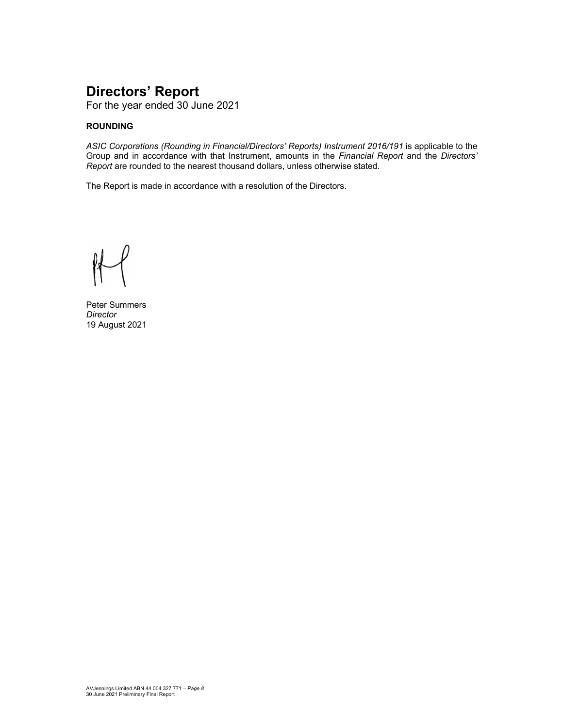# Directors' Report

For the year ended 30 June 2021

**ROUNDING**

*ASIC Corporations (Rounding in Financial/Directors' Reports) Instrument 2016/191* is applicable to the Group and in accordance with that Instrument, amounts in the *Financial Report* and the *Directors' Report* are rounded to the nearest thousand dollars, unless otherwise stated.

The Report is made in accordance with a resolution of the Directors.

Peter Summers
*Director*
19 August 2021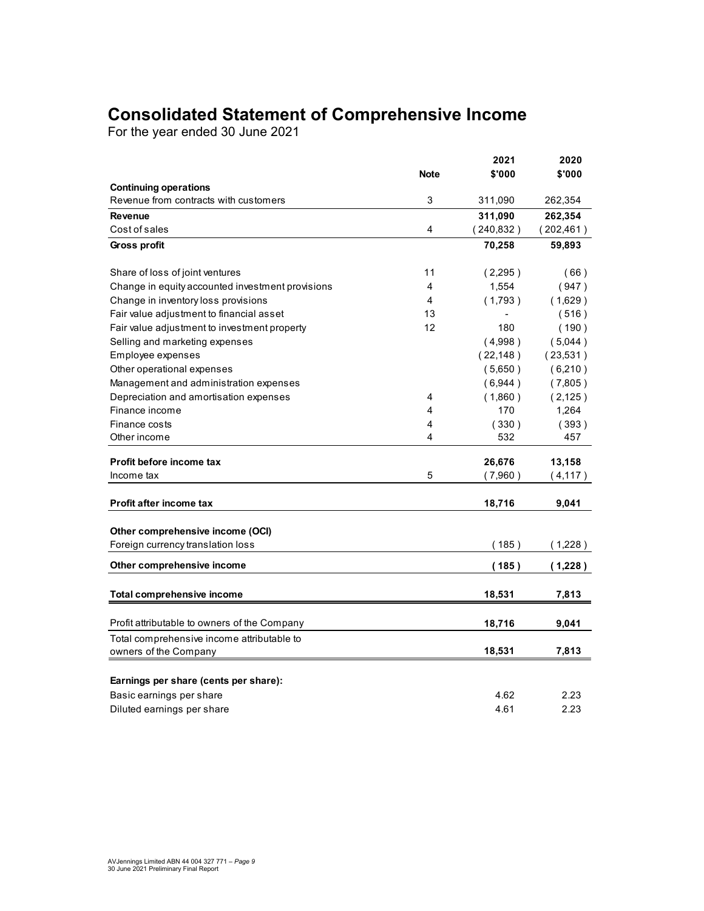# Consolidated Statement of Comprehensive Income

For the year ended 30 June 2021

| | Note | 2021 $'000 | 2020 $'000 |
|---|---|---|---|
| **Continuing operations** | | | |
| Revenue from contracts with customers | 3 | 311,090 | 262,354 |
| **Revenue** | | **311,090** | **262,354** |
| Cost of sales | 4 | ( 240,832 ) | ( 202,461 ) |
| **Gross profit** | | **70,258** | **59,893** |
| Share of loss of joint ventures | 11 | ( 2,295 ) | ( 66 ) |
| Change in equity accounted investment provisions | 4 | 1,554 | ( 947 ) |
| Change in inventory loss provisions | 4 | ( 1,793 ) | ( 1,629 ) |
| Fair value adjustment to financial asset | 13 | - | ( 516 ) |
| Fair value adjustment to investment property | 12 | 180 | ( 190 ) |
| Selling and marketing expenses | | ( 4,998 ) | ( 5,044 ) |
| Employee expenses | | ( 22,148 ) | ( 23,531 ) |
| Other operational expenses | | ( 5,650 ) | ( 6,210 ) |
| Management and administration expenses | | ( 6,944 ) | ( 7,805 ) |
| Depreciation and amortisation expenses | 4 | ( 1,860 ) | ( 2,125 ) |
| Finance income | 4 | 170 | 1,264 |
| Finance costs | 4 | ( 330 ) | ( 393 ) |
| Other income | 4 | 532 | 457 |
| **Profit before income tax** | | **26,676** | **13,158** |
| Income tax | 5 | ( 7,960 ) | ( 4,117 ) |
| **Profit after income tax** | | **18,716** | **9,041** |
| **Other comprehensive income (OCI)** | | | |
| Foreign currency translation loss | | ( 185 ) | ( 1,228 ) |
| **Other comprehensive income** | | **( 185 )** | **( 1,228 )** |
| **Total comprehensive income** | | **18,531** | **7,813** |
| Profit attributable to owners of the Company | | **18,716** | **9,041** |
| Total comprehensive income attributable to owners of the Company | | **18,531** | **7,813** |
| **Earnings per share (cents per share):** | | | |
| Basic earnings per share | | 4.62 | 2.23 |
| Diluted earnings per share | | 4.61 | 2.23 |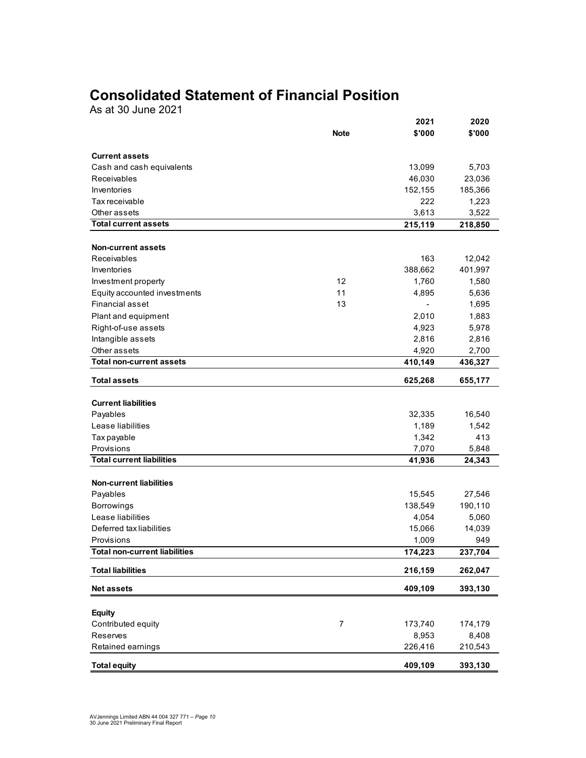# Consolidated Statement of Financial Position

As at 30 June 2021

| | Note | 2021<br>$'000 | 2020<br>$'000 |
|---|---|---|---|
| **Current assets** | | | |
| Cash and cash equivalents | | 13,099 | 5,703 |
| Receivables | | 46,030 | 23,036 |
| Inventories | | 152,155 | 185,366 |
| Tax receivable | | 222 | 1,223 |
| Other assets | | 3,613 | 3,522 |
| **Total current assets** | | **215,119** | **218,850** |
| | | | |
| **Non-current assets** | | | |
| Receivables | | 163 | 12,042 |
| Inventories | | 388,662 | 401,997 |
| Investment property | 12 | 1,760 | 1,580 |
| Equity accounted investments | 11 | 4,895 | 5,636 |
| Financial asset | 13 | - | 1,695 |
| Plant and equipment | | 2,010 | 1,883 |
| Right-of-use assets | | 4,923 | 5,978 |
| Intangible assets | | 2,816 | 2,816 |
| Other assets | | 4,920 | 2,700 |
| **Total non-current assets** | | **410,149** | **436,327** |
| | | | |
| **Total assets** | | **625,268** | **655,177** |
| | | | |
| **Current liabilities** | | | |
| Payables | | 32,335 | 16,540 |
| Lease liabilities | | 1,189 | 1,542 |
| Tax payable | | 1,342 | 413 |
| Provisions | | 7,070 | 5,848 |
| **Total current liabilities** | | **41,936** | **24,343** |
| | | | |
| **Non-current liabilities** | | | |
| Payables | | 15,545 | 27,546 |
| Borrowings | | 138,549 | 190,110 |
| Lease liabilities | | 4,054 | 5,060 |
| Deferred tax liabilities | | 15,066 | 14,039 |
| Provisions | | 1,009 | 949 |
| **Total non-current liabilities** | | **174,223** | **237,704** |
| | | | |
| **Total liabilities** | | **216,159** | **262,047** |
| | | | |
| **Net assets** | | **409,109** | **393,130** |
| | | | |
| **Equity** | | | |
| Contributed equity | 7 | 173,740 | 174,179 |
| Reserves | | 8,953 | 8,408 |
| Retained earnings | | 226,416 | 210,543 |
| | | | |
| **Total equity** | | **409,109** | **393,130** |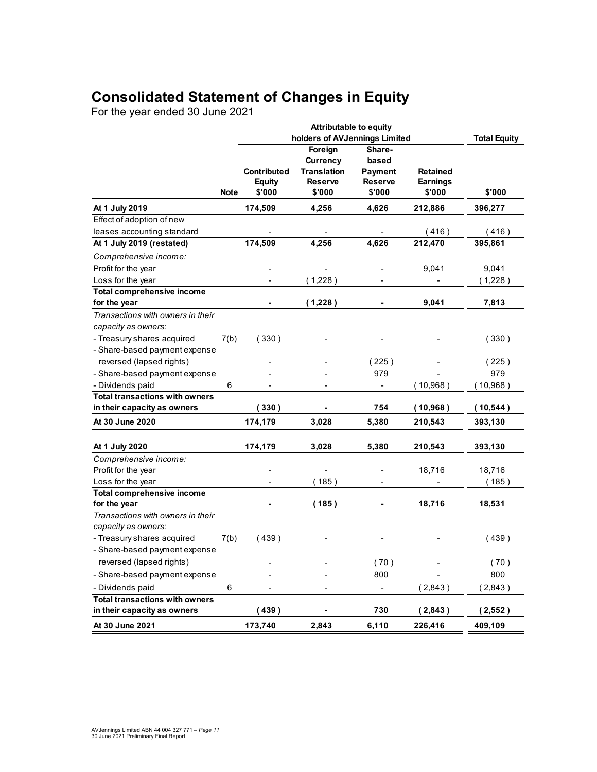# Consolidated Statement of Changes in Equity

For the year ended 30 June 2021

| | | Attributable to equity holders of AVJennings Limited | | | | Total Equity |
|---|---|---|---|---|---|---|
| | Note | Contributed Equity $'000 | Foreign Currency Translation Reserve $'000 | Share-based Payment Reserve $'000 | Retained Earnings $'000 | $'000 |
| **At 1 July 2019** | | **174,509** | **4,256** | **4,626** | **212,886** | **396,277** |
| Effect of adoption of new leases accounting standard | | - | - | - | ( 416 ) | ( 416 ) |
| **At 1 July 2019 (restated)** | | **174,509** | **4,256** | **4,626** | **212,470** | **395,861** |
| *Comprehensive income:* | | | | | | |
| Profit for the year | | - | - | - | 9,041 | 9,041 |
| Loss for the year | | - | ( 1,228 ) | - | - | ( 1,228 ) |
| **Total comprehensive income for the year** | | **-** | **( 1,228 )** | **-** | **9,041** | **7,813** |
| *Transactions with owners in their capacity as owners:* | | | | | | |
| - Treasury shares acquired | 7(b) | ( 330 ) | - | - | - | ( 330 ) |
| - Share-based payment expense reversed (lapsed rights) | | - | - | ( 225 ) | - | ( 225 ) |
| - Share-based payment expense | | - | - | 979 | - | 979 |
| - Dividends paid | 6 | - | - | - | ( 10,968 ) | ( 10,968 ) |
| **Total transactions with owners in their capacity as owners** | | **( 330 )** | **-** | **754** | **( 10,968 )** | **( 10,544 )** |
| **At 30 June 2020** | | **174,179** | **3,028** | **5,380** | **210,543** | **393,130** |
| | | | | | | |
| **At 1 July 2020** | | **174,179** | **3,028** | **5,380** | **210,543** | **393,130** |
| *Comprehensive income:* | | | | | | |
| Profit for the year | | - | - | - | 18,716 | 18,716 |
| Loss for the year | | - | ( 185 ) | - | - | ( 185 ) |
| **Total comprehensive income for the year** | | **-** | **( 185 )** | **-** | **18,716** | **18,531** |
| *Transactions with owners in their capacity as owners:* | | | | | | |
| - Treasury shares acquired | 7(b) | ( 439 ) | - | - | - | ( 439 ) |
| - Share-based payment expense reversed (lapsed rights) | | - | - | ( 70 ) | - | ( 70 ) |
| - Share-based payment expense | | - | - | 800 | - | 800 |
| - Dividends paid | 6 | - | - | - | ( 2,843 ) | ( 2,843 ) |
| **Total transactions with owners in their capacity as owners** | | **( 439 )** | **-** | **730** | **( 2,843 )** | **( 2,552 )** |
| **At 30 June 2021** | | **173,740** | **2,843** | **6,110** | **226,416** | **409,109** |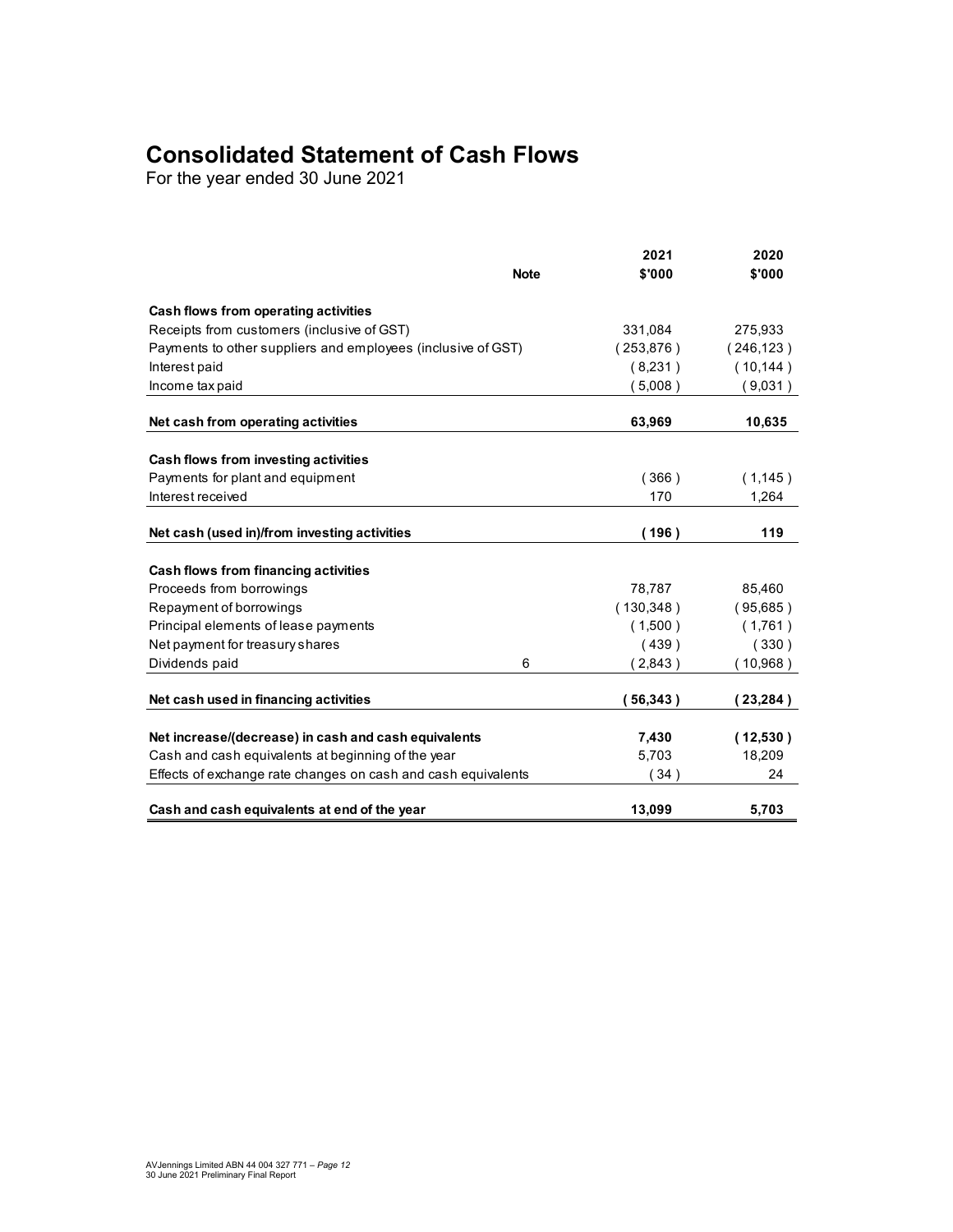# Consolidated Statement of Cash Flows

For the year ended 30 June 2021

| | Note | 2021 $'000 | 2020 $'000 |
|---|---|---|---|
| **Cash flows from operating activities** | | | |
| Receipts from customers (inclusive of GST) | | 331,084 | 275,933 |
| Payments to other suppliers and employees (inclusive of GST) | | ( 253,876 ) | ( 246,123 ) |
| Interest paid | | ( 8,231 ) | ( 10,144 ) |
| Income tax paid | | ( 5,008 ) | ( 9,031 ) |
| **Net cash from operating activities** | | **63,969** | **10,635** |
| **Cash flows from investing activities** | | | |
| Payments for plant and equipment | | ( 366 ) | ( 1,145 ) |
| Interest received | | 170 | 1,264 |
| **Net cash (used in)/from investing activities** | | **( 196 )** | **119** |
| **Cash flows from financing activities** | | | |
| Proceeds from borrowings | | 78,787 | 85,460 |
| Repayment of borrowings | | ( 130,348 ) | ( 95,685 ) |
| Principal elements of lease payments | | ( 1,500 ) | ( 1,761 ) |
| Net payment for treasury shares | | ( 439 ) | ( 330 ) |
| Dividends paid | 6 | ( 2,843 ) | ( 10,968 ) |
| **Net cash used in financing activities** | | **( 56,343 )** | **( 23,284 )** |
| **Net increase/(decrease) in cash and cash equivalents** | | **7,430** | **( 12,530 )** |
| Cash and cash equivalents at beginning of the year | | 5,703 | 18,209 |
| Effects of exchange rate changes on cash and cash equivalents | | ( 34 ) | 24 |
| **Cash and cash equivalents at end of the year** | | **13,099** | **5,703** |

AVJennings Limited ABN 44 004 327 771 – *Page 12*
30 June 2021 Preliminary Final Report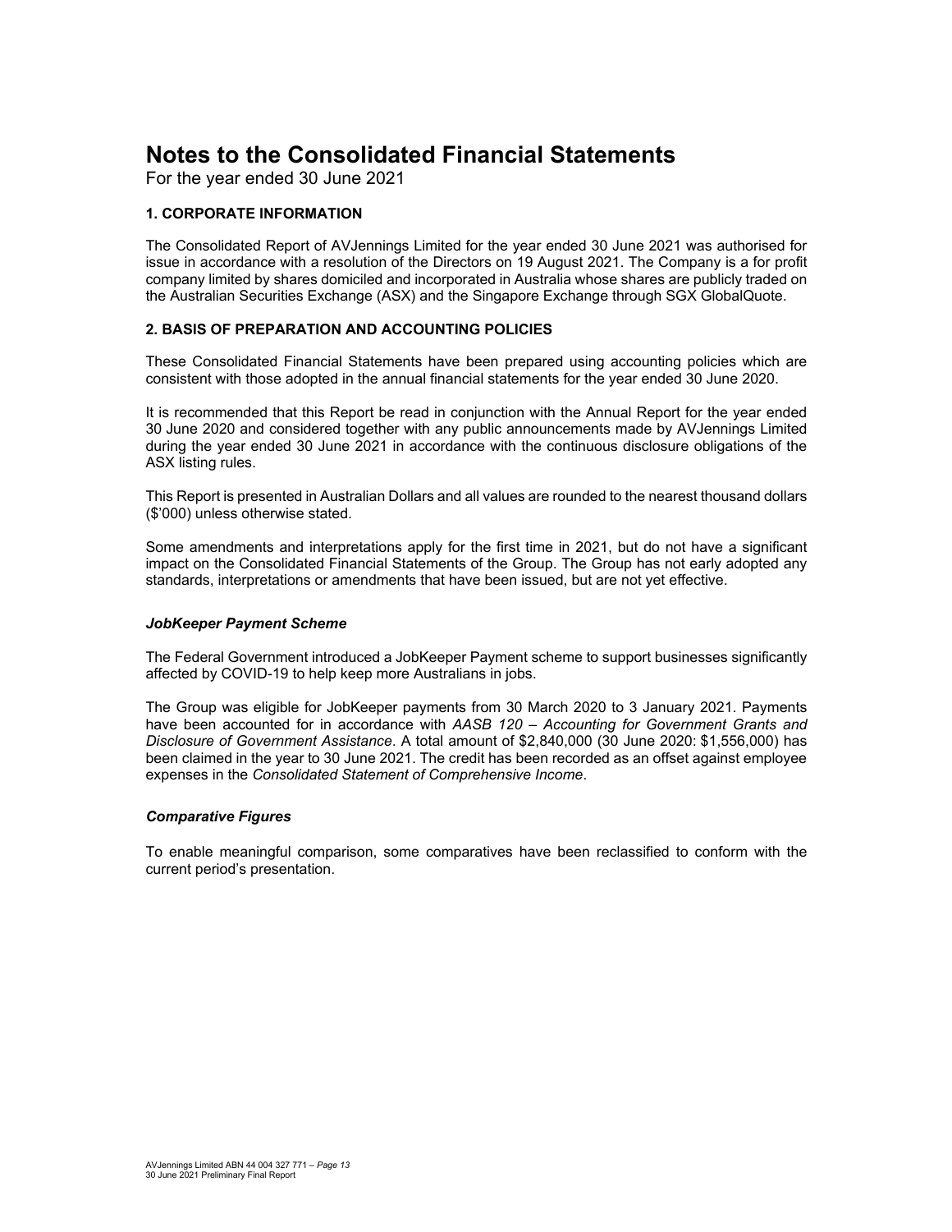# Notes to the Consolidated Financial Statements

For the year ended 30 June 2021

## 1. CORPORATE INFORMATION

The Consolidated Report of AVJennings Limited for the year ended 30 June 2021 was authorised for issue in accordance with a resolution of the Directors on 19 August 2021. The Company is a for profit company limited by shares domiciled and incorporated in Australia whose shares are publicly traded on the Australian Securities Exchange (ASX) and the Singapore Exchange through SGX GlobalQuote.

## 2. BASIS OF PREPARATION AND ACCOUNTING POLICIES

These Consolidated Financial Statements have been prepared using accounting policies which are consistent with those adopted in the annual financial statements for the year ended 30 June 2020.

It is recommended that this Report be read in conjunction with the Annual Report for the year ended 30 June 2020 and considered together with any public announcements made by AVJennings Limited during the year ended 30 June 2021 in accordance with the continuous disclosure obligations of the ASX listing rules.

This Report is presented in Australian Dollars and all values are rounded to the nearest thousand dollars ($'000) unless otherwise stated.

Some amendments and interpretations apply for the first time in 2021, but do not have a significant impact on the Consolidated Financial Statements of the Group. The Group has not early adopted any standards, interpretations or amendments that have been issued, but are not yet effective.

### *JobKeeper Payment Scheme*

The Federal Government introduced a JobKeeper Payment scheme to support businesses significantly affected by COVID-19 to help keep more Australians in jobs.

The Group was eligible for JobKeeper payments from 30 March 2020 to 3 January 2021. Payments have been accounted for in accordance with *AASB 120 – Accounting for Government Grants and Disclosure of Government Assistance*. A total amount of $2,840,000 (30 June 2020: $1,556,000) has been claimed in the year to 30 June 2021. The credit has been recorded as an offset against employee expenses in the *Consolidated Statement of Comprehensive Income*.

### *Comparative Figures*

To enable meaningful comparison, some comparatives have been reclassified to conform with the current period's presentation.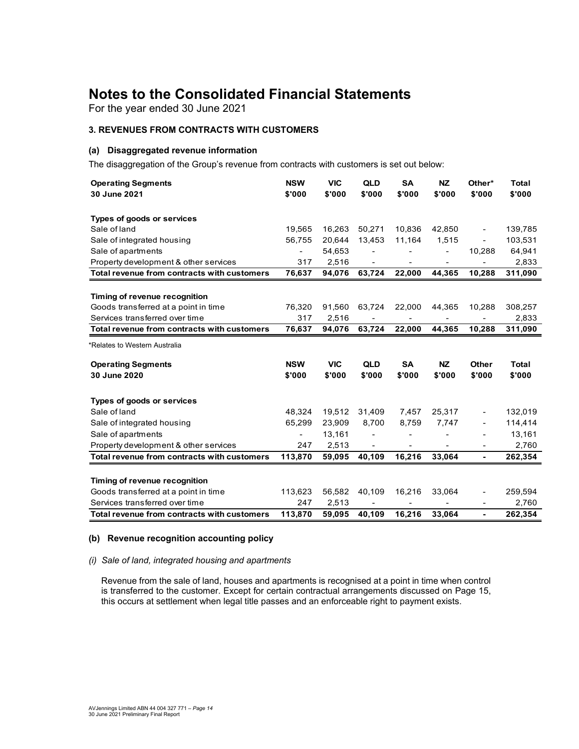# Notes to the Consolidated Financial Statements

For the year ended 30 June 2021

### 3. REVENUES FROM CONTRACTS WITH CUSTOMERS

#### (a) Disaggregated revenue information

The disaggregation of the Group's revenue from contracts with customers is set out below:

| **Operating Segments** **30 June 2021** | **NSW** **$'000** | **VIC** **$'000** | **QLD** **$'000** | **SA** **$'000** | **NZ** **$'000** | **Other*** **$'000** | **Total** **$'000** |
|---|---|---|---|---|---|---|---|
| **Types of goods or services** | | | | | | | |
| Sale of land | 19,565 | 16,263 | 50,271 | 10,836 | 42,850 | - | 139,785 |
| Sale of integrated housing | 56,755 | 20,644 | 13,453 | 11,164 | 1,515 | - | 103,531 |
| Sale of apartments | - | 54,653 | - | - | - | 10,288 | 64,941 |
| Property development & other services | 317 | 2,516 | - | - | - | - | 2,833 |
| **Total revenue from contracts with customers** | **76,637** | **94,076** | **63,724** | **22,000** | **44,365** | **10,288** | **311,090** |
| **Timing of revenue recognition** | | | | | | | |
| Goods transferred at a point in time | 76,320 | 91,560 | 63,724 | 22,000 | 44,365 | 10,288 | 308,257 |
| Services transferred over time | 317 | 2,516 | - | - | - | - | 2,833 |
| **Total revenue from contracts with customers** | **76,637** | **94,076** | **63,724** | **22,000** | **44,365** | **10,288** | **311,090** |

*Relates to Western Australia

| **Operating Segments** **30 June 2020** | **NSW** **$'000** | **VIC** **$'000** | **QLD** **$'000** | **SA** **$'000** | **NZ** **$'000** | **Other** **$'000** | **Total** **$'000** |
|---|---|---|---|---|---|---|---|
| **Types of goods or services** | | | | | | | |
| Sale of land | 48,324 | 19,512 | 31,409 | 7,457 | 25,317 | - | 132,019 |
| Sale of integrated housing | 65,299 | 23,909 | 8,700 | 8,759 | 7,747 | - | 114,414 |
| Sale of apartments | - | 13,161 | - | - | - | - | 13,161 |
| Property development & other services | 247 | 2,513 | - | - | - | - | 2,760 |
| **Total revenue from contracts with customers** | **113,870** | **59,095** | **40,109** | **16,216** | **33,064** | **-** | **262,354** |
| **Timing of revenue recognition** | | | | | | | |
| Goods transferred at a point in time | 113,623 | 56,582 | 40,109 | 16,216 | 33,064 | - | 259,594 |
| Services transferred over time | 247 | 2,513 | - | - | - | - | 2,760 |
| **Total revenue from contracts with customers** | **113,870** | **59,095** | **40,109** | **16,216** | **33,064** | **-** | **262,354** |

#### (b) Revenue recognition accounting policy

*(i) Sale of land, integrated housing and apartments*

Revenue from the sale of land, houses and apartments is recognised at a point in time when control is transferred to the customer. Except for certain contractual arrangements discussed on Page 15, this occurs at settlement when legal title passes and an enforceable right to payment exists.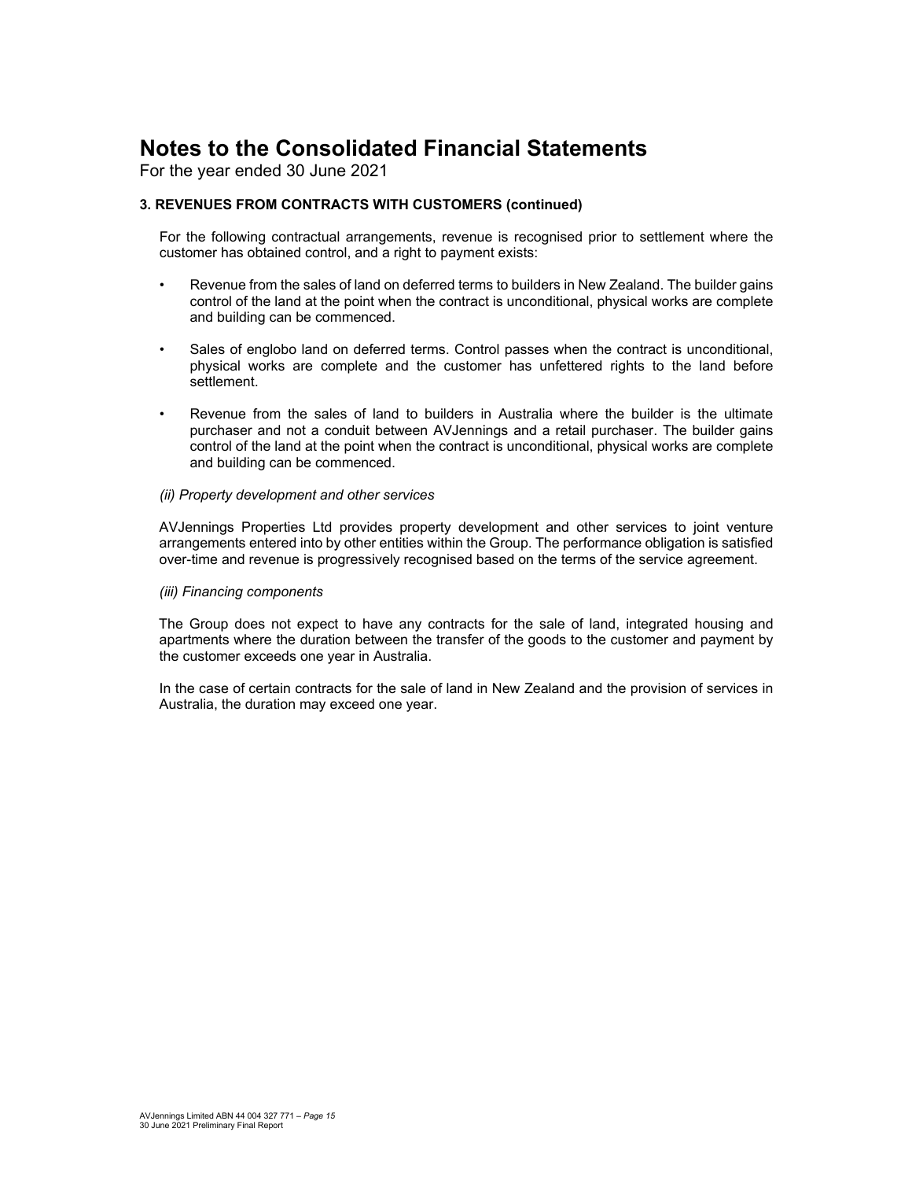# Notes to the Consolidated Financial Statements

For the year ended 30 June 2021

### 3. REVENUES FROM CONTRACTS WITH CUSTOMERS (continued)

For the following contractual arrangements, revenue is recognised prior to settlement where the customer has obtained control, and a right to payment exists:

- Revenue from the sales of land on deferred terms to builders in New Zealand. The builder gains control of the land at the point when the contract is unconditional, physical works are complete and building can be commenced.
- Sales of englobo land on deferred terms. Control passes when the contract is unconditional, physical works are complete and the customer has unfettered rights to the land before settlement.
- Revenue from the sales of land to builders in Australia where the builder is the ultimate purchaser and not a conduit between AVJennings and a retail purchaser. The builder gains control of the land at the point when the contract is unconditional, physical works are complete and building can be commenced.

*(ii) Property development and other services*

AVJennings Properties Ltd provides property development and other services to joint venture arrangements entered into by other entities within the Group. The performance obligation is satisfied over-time and revenue is progressively recognised based on the terms of the service agreement.

*(iii) Financing components*

The Group does not expect to have any contracts for the sale of land, integrated housing and apartments where the duration between the transfer of the goods to the customer and payment by the customer exceeds one year in Australia.

In the case of certain contracts for the sale of land in New Zealand and the provision of services in Australia, the duration may exceed one year.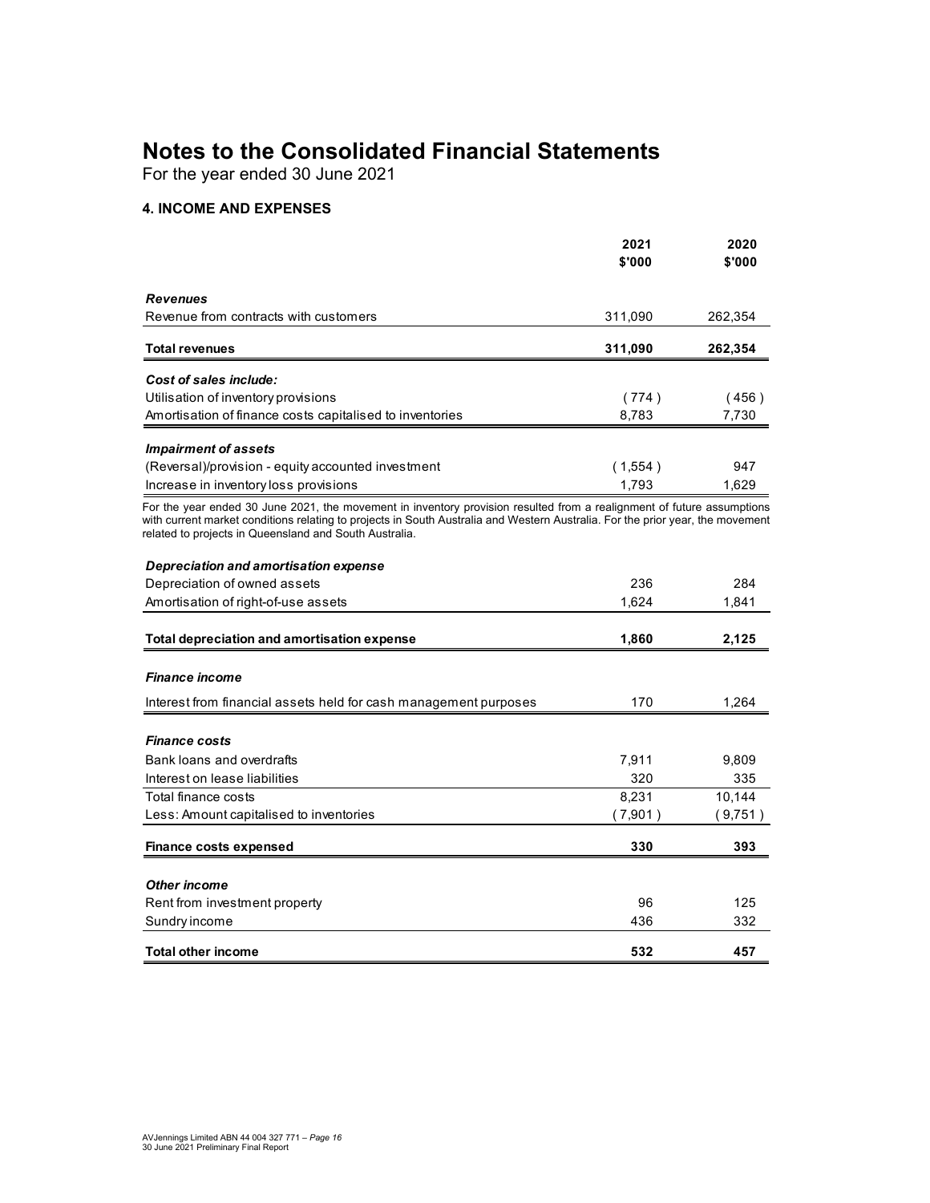# Notes to the Consolidated Financial Statements

For the year ended 30 June 2021

### 4. INCOME AND EXPENSES

| | 2021 \$'000 | 2020 \$'000 |
|---|---|---|
| ***Revenues*** | | |
| Revenue from contracts with customers | 311,090 | 262,354 |
| **Total revenues** | **311,090** | **262,354** |
| ***Cost of sales include:*** | | |
| Utilisation of inventory provisions | ( 774 ) | ( 456 ) |
| Amortisation of finance costs capitalised to inventories | 8,783 | 7,730 |
| ***Impairment of assets*** | | |
| (Reversal)/provision - equity accounted investment | ( 1,554 ) | 947 |
| Increase in inventory loss provisions | 1,793 | 1,629 |

For the year ended 30 June 2021, the movement in inventory provision resulted from a realignment of future assumptions with current market conditions relating to projects in South Australia and Western Australia. For the prior year, the movement related to projects in Queensland and South Australia.

| | 2021 \$'000 | 2020 \$'000 |
|---|---|---|
| ***Depreciation and amortisation expense*** | | |
| Depreciation of owned assets | 236 | 284 |
| Amortisation of right-of-use assets | 1,624 | 1,841 |
| **Total depreciation and amortisation expense** | **1,860** | **2,125** |
| ***Finance income*** | | |
| Interest from financial assets held for cash management purposes | 170 | 1,264 |
| ***Finance costs*** | | |
| Bank loans and overdrafts | 7,911 | 9,809 |
| Interest on lease liabilities | 320 | 335 |
| Total finance costs | 8,231 | 10,144 |
| Less: Amount capitalised to inventories | ( 7,901 ) | ( 9,751 ) |
| **Finance costs expensed** | **330** | **393** |
| ***Other income*** | | |
| Rent from investment property | 96 | 125 |
| Sundry income | 436 | 332 |
| **Total other income** | **532** | **457** |

AVJennings Limited ABN 44 004 327 771
30 June 2021 Preliminary Final Report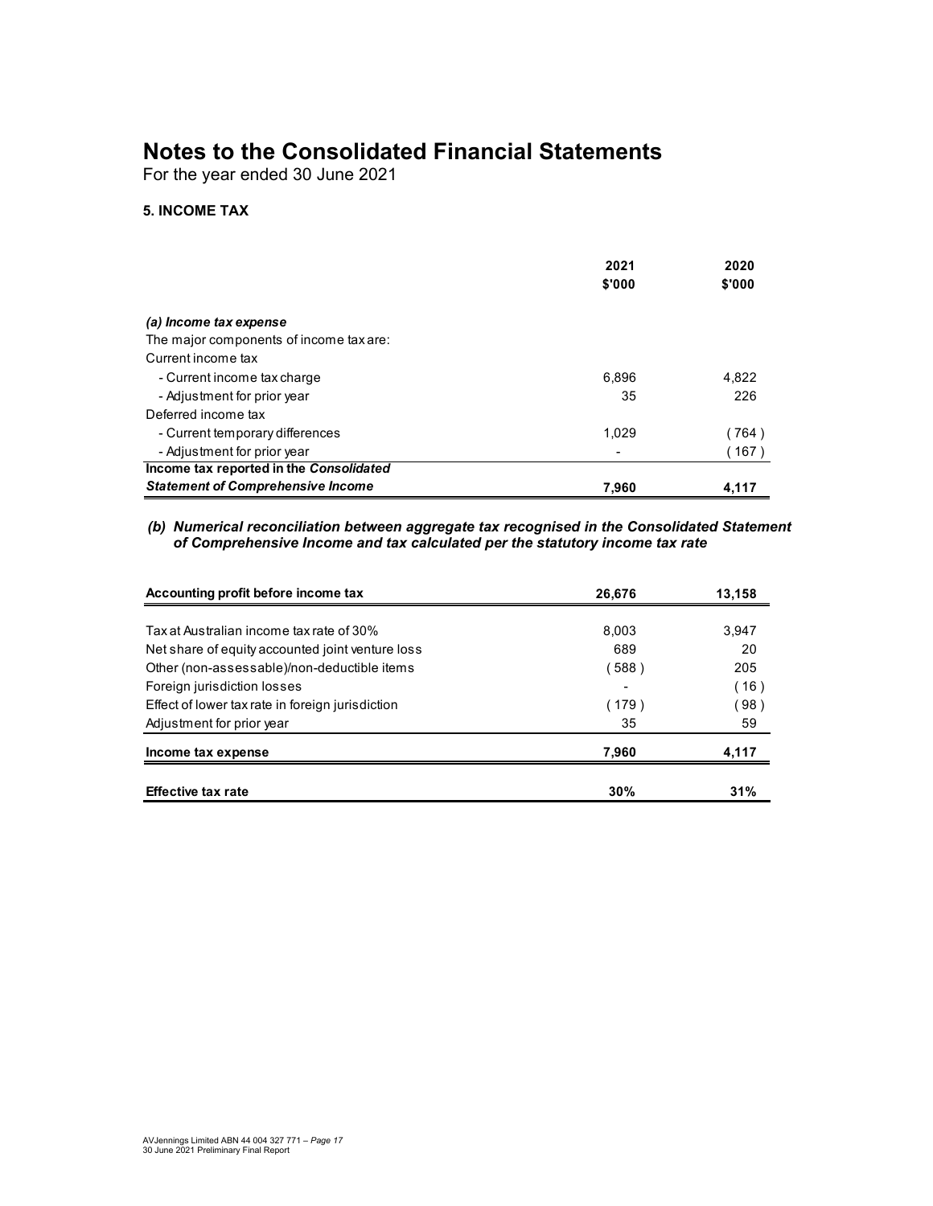# Notes to the Consolidated Financial Statements

For the year ended 30 June 2021

### 5. INCOME TAX

| | 2021<br>$'000 | 2020<br>$'000 |
|---|---|---|
| ***(a) Income tax expense*** | | |
| The major components of income tax are: | | |
| Current income tax | | |
| - Current income tax charge | 6,896 | 4,822 |
| - Adjustment for prior year | 35 | 226 |
| Deferred income tax | | |
| - Current temporary differences | 1,029 | ( 764 ) |
| - Adjustment for prior year | - | ( 167 ) |
| **Income tax reported in the *Consolidated Statement of Comprehensive Income*** | **7,960** | **4,117** |

***(b) Numerical reconciliation between aggregate tax recognised in the Consolidated Statement of Comprehensive Income and tax calculated per the statutory income tax rate***

| | 2021 | 2020 |
|---|---|---|
| **Accounting profit before income tax** | **26,676** | **13,158** |
| Tax at Australian income tax rate of 30% | 8,003 | 3,947 |
| Net share of equity accounted joint venture loss | 689 | 20 |
| Other (non-assessable)/non-deductible items | ( 588 ) | 205 |
| Foreign jurisdiction losses | - | ( 16 ) |
| Effect of lower tax rate in foreign jurisdiction | ( 179 ) | ( 98 ) |
| Adjustment for prior year | 35 | 59 |
| **Income tax expense** | **7,960** | **4,117** |
| **Effective tax rate** | **30%** | **31%** |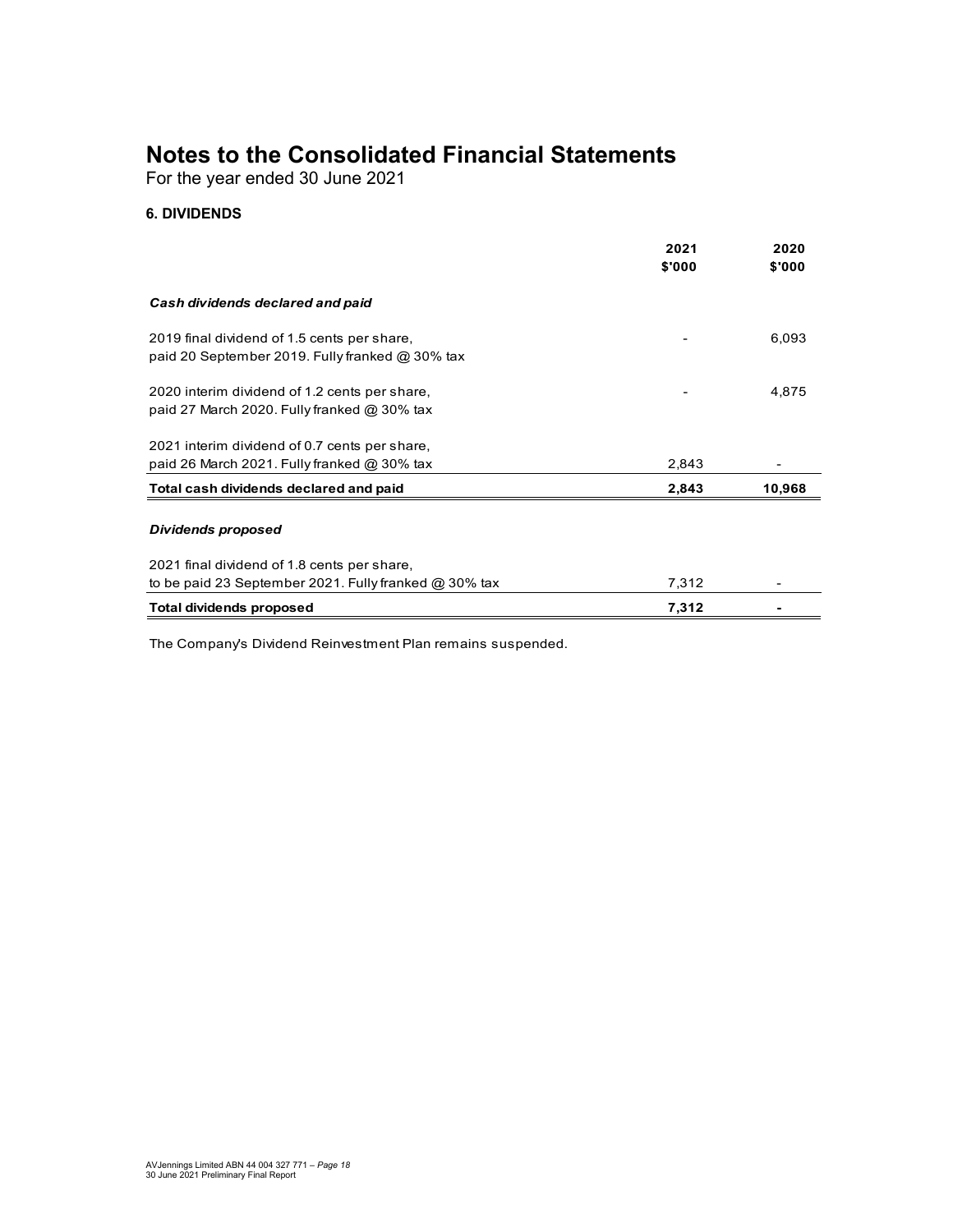# Notes to the Consolidated Financial Statements

For the year ended 30 June 2021

### 6. DIVIDENDS

| | 2021<br>$'000 | 2020<br>$'000 |
|---|---|---|
| ***Cash dividends declared and paid*** | | |
| 2019 final dividend of 1.5 cents per share, paid 20 September 2019. Fully franked @ 30% tax | - | 6,093 |
| 2020 interim dividend of 1.2 cents per share, paid 27 March 2020. Fully franked @ 30% tax | - | 4,875 |
| 2021 interim dividend of 0.7 cents per share, paid 26 March 2021. Fully franked @ 30% tax | 2,843 | - |
| **Total cash dividends declared and paid** | **2,843** | **10,968** |
| ***Dividends proposed*** | | |
| 2021 final dividend of 1.8 cents per share, to be paid 23 September 2021. Fully franked @ 30% tax | 7,312 | - |
| **Total dividends proposed** | **7,312** | **-** |

The Company's Dividend Reinvestment Plan remains suspended.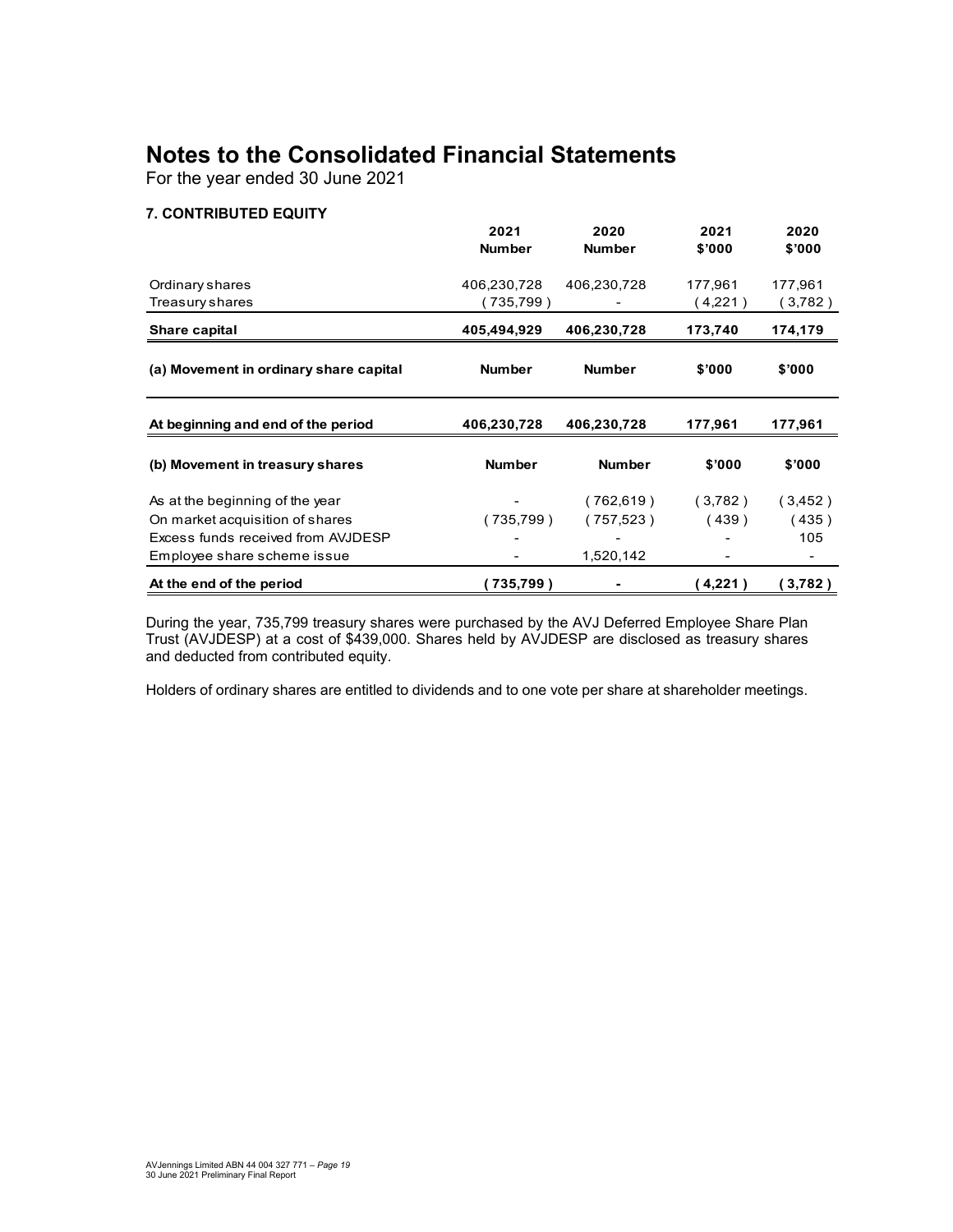# Notes to the Consolidated Financial Statements

For the year ended 30 June 2021

### 7. CONTRIBUTED EQUITY

| | 2021 Number | 2020 Number | 2021 $'000 | 2020 $'000 |
|---|---|---|---|---|
| Ordinary shares | 406,230,728 | 406,230,728 | 177,961 | 177,961 |
| Treasury shares | ( 735,799 ) | - | ( 4,221 ) | ( 3,782 ) |
| **Share capital** | **405,494,929** | **406,230,728** | **173,740** | **174,179** |

| **(a) Movement in ordinary share capital** | **Number** | **Number** | **$'000** | **$'000** |
|---|---|---|---|---|
| **At beginning and end of the period** | **406,230,728** | **406,230,728** | **177,961** | **177,961** |

| **(b) Movement in treasury shares** | **Number** | **Number** | **$'000** | **$'000** |
|---|---|---|---|---|
| As at the beginning of the year | - | ( 762,619 ) | ( 3,782 ) | ( 3,452 ) |
| On market acquisition of shares | ( 735,799 ) | ( 757,523 ) | ( 439 ) | ( 435 ) |
| Excess funds received from AVJDESP | - | - | - | 105 |
| Employee share scheme issue | - | 1,520,142 | - | - |
| **At the end of the period** | **( 735,799 )** | **-** | **( 4,221 )** | **( 3,782 )** |

During the year, 735,799 treasury shares were purchased by the AVJ Deferred Employee Share Plan Trust (AVJDESP) at a cost of $439,000. Shares held by AVJDESP are disclosed as treasury shares and deducted from contributed equity.

Holders of ordinary shares are entitled to dividends and to one vote per share at shareholder meetings.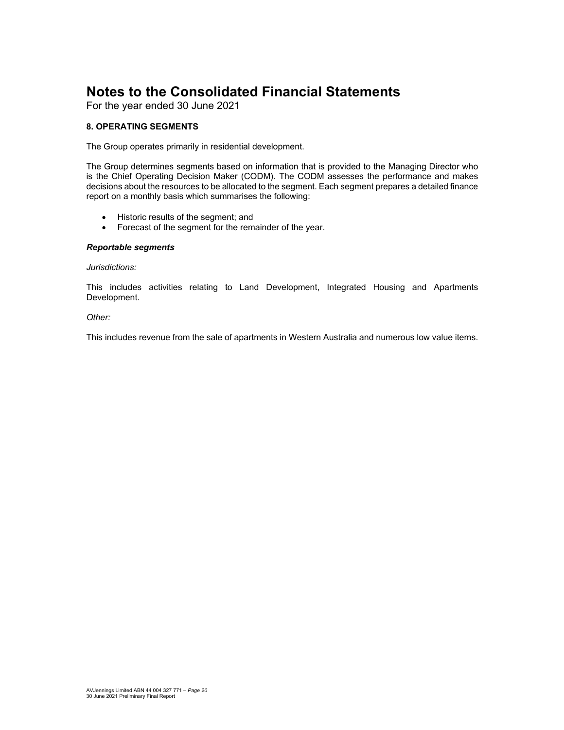# Notes to the Consolidated Financial Statements

For the year ended 30 June 2021

### 8. OPERATING SEGMENTS

The Group operates primarily in residential development.

The Group determines segments based on information that is provided to the Managing Director who is the Chief Operating Decision Maker (CODM). The CODM assesses the performance and makes decisions about the resources to be allocated to the segment. Each segment prepares a detailed finance report on a monthly basis which summarises the following:

- Historic results of the segment; and
- Forecast of the segment for the remainder of the year.

***Reportable segments***

*Jurisdictions:*

This includes activities relating to Land Development, Integrated Housing and Apartments Development.

*Other:*

This includes revenue from the sale of apartments in Western Australia and numerous low value items.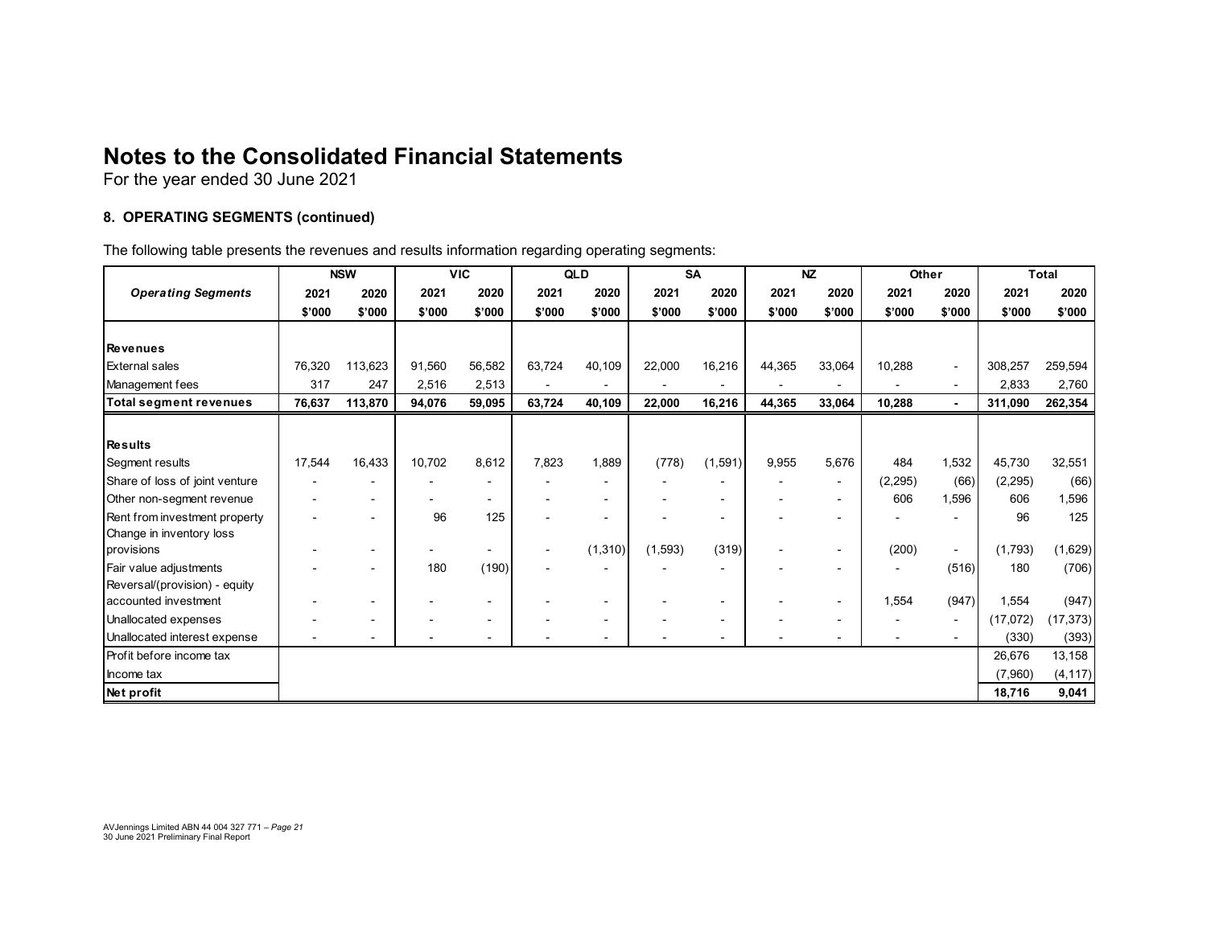# Notes to the Consolidated Financial Statements

For the year ended 30 June 2021

### 8. OPERATING SEGMENTS (continued)

The following table presents the revenues and results information regarding operating segments:

| | NSW | | VIC | | QLD | | SA | | NZ | | Other | | Total | |
|---|---|---|---|---|---|---|---|---|---|---|---|---|---|---|
| ***Operating Segments*** | **2021** | **2020** | **2021** | **2020** | **2021** | **2020** | **2021** | **2020** | **2021** | **2020** | **2021** | **2020** | **2021** | **2020** |
| | **$'000** | **$'000** | **$'000** | **$'000** | **$'000** | **$'000** | **$'000** | **$'000** | **$'000** | **$'000** | **$'000** | **$'000** | **$'000** | **$'000** |
| **Revenues** | | | | | | | | | | | | | | |
| External sales | 76,320 | 113,623 | 91,560 | 56,582 | 63,724 | 40,109 | 22,000 | 16,216 | 44,365 | 33,064 | 10,288 | - | 308,257 | 259,594 |
| Management fees | 317 | 247 | 2,516 | 2,513 | - | - | - | - | - | - | - | - | 2,833 | 2,760 |
| **Total segment revenues** | **76,637** | **113,870** | **94,076** | **59,095** | **63,724** | **40,109** | **22,000** | **16,216** | **44,365** | **33,064** | **10,288** | **-** | **311,090** | **262,354** |
| **Results** | | | | | | | | | | | | | | |
| Segment results | 17,544 | 16,433 | 10,702 | 8,612 | 7,823 | 1,889 | (778) | (1,591) | 9,955 | 5,676 | 484 | 1,532 | 45,730 | 32,551 |
| Share of loss of joint venture | - | - | - | - | - | - | - | - | - | - | (2,295) | (66) | (2,295) | (66) |
| Other non-segment revenue | - | - | - | - | - | - | - | - | - | - | 606 | 1,596 | 606 | 1,596 |
| Rent from investment property | - | - | 96 | 125 | - | - | - | - | - | - | - | - | 96 | 125 |
| Change in inventory loss provisions | - | - | - | - | - | (1,310) | (1,593) | (319) | - | - | (200) | - | (1,793) | (1,629) |
| Fair value adjustments | - | - | 180 | (190) | - | - | - | - | - | - | - | (516) | 180 | (706) |
| Reversal/(provision) - equity accounted investment | - | - | - | - | - | - | - | - | - | - | 1,554 | (947) | 1,554 | (947) |
| Unallocated expenses | - | - | - | - | - | - | - | - | - | - | - | - | (17,072) | (17,373) |
| Unallocated interest expense | - | - | - | - | - | - | - | - | - | - | - | - | (330) | (393) |
| Profit before income tax | | | | | | | | | | | | | 26,676 | 13,158 |
| Income tax | | | | | | | | | | | | | (7,960) | (4,117) |
| **Net profit** | | | | | | | | | | | | | **18,716** | **9,041** |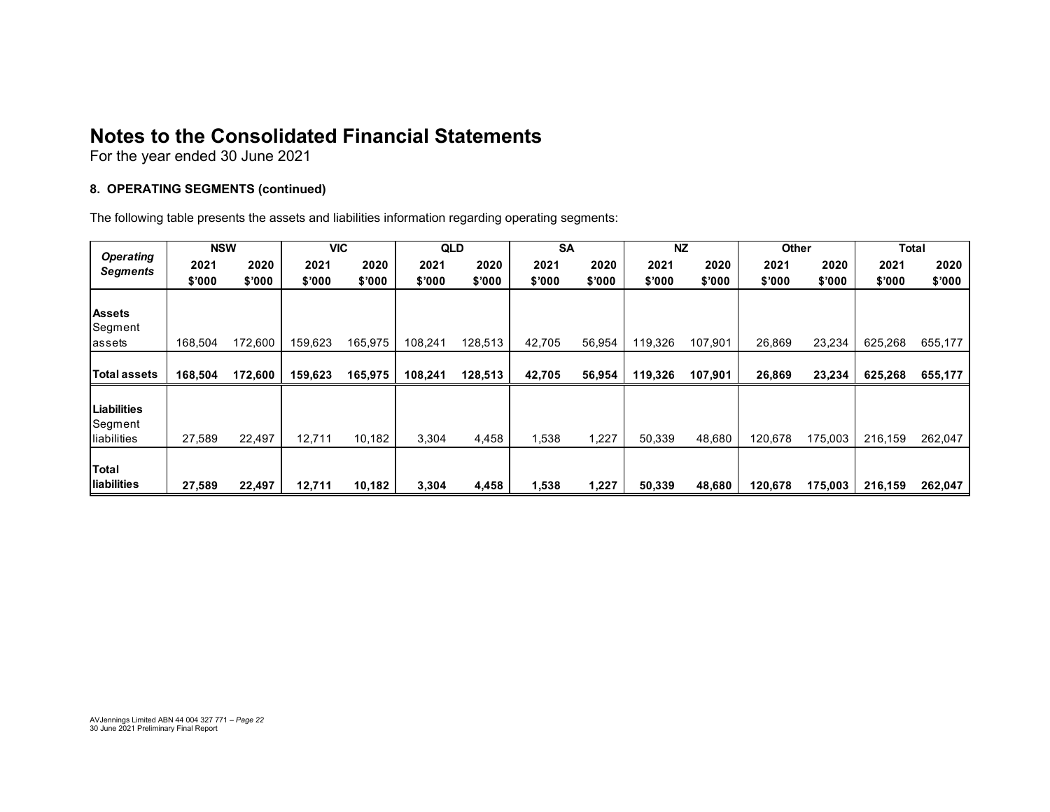# Notes to the Consolidated Financial Statements

For the year ended 30 June 2021

### 8. OPERATING SEGMENTS (continued)

The following table presents the assets and liabilities information regarding operating segments:

| *Operating Segments* | NSW | | VIC | | QLD | | SA | | NZ | | Other | | Total | |
|---|---|---|---|---|---|---|---|---|---|---|---|---|---|---|
| | 2021 | 2020 | 2021 | 2020 | 2021 | 2020 | 2021 | 2020 | 2021 | 2020 | 2021 | 2020 | 2021 | 2020 |
| | $'000 | $'000 | $'000 | $'000 | $'000 | $'000 | $'000 | $'000 | $'000 | $'000 | $'000 | $'000 | $'000 | $'000 |
| **Assets** | | | | | | | | | | | | | | |
| Segment assets | 168,504 | 172,600 | 159,623 | 165,975 | 108,241 | 128,513 | 42,705 | 56,954 | 119,326 | 107,901 | 26,869 | 23,234 | 625,268 | 655,177 |
| **Total assets** | **168,504** | **172,600** | **159,623** | **165,975** | **108,241** | **128,513** | **42,705** | **56,954** | **119,326** | **107,901** | **26,869** | **23,234** | **625,268** | **655,177** |
| **Liabilities** | | | | | | | | | | | | | | |
| Segment liabilities | 27,589 | 22,497 | 12,711 | 10,182 | 3,304 | 4,458 | 1,538 | 1,227 | 50,339 | 48,680 | 120,678 | 175,003 | 216,159 | 262,047 |
| **Total liabilities** | **27,589** | **22,497** | **12,711** | **10,182** | **3,304** | **4,458** | **1,538** | **1,227** | **50,339** | **48,680** | **120,678** | **175,003** | **216,159** | **262,047** |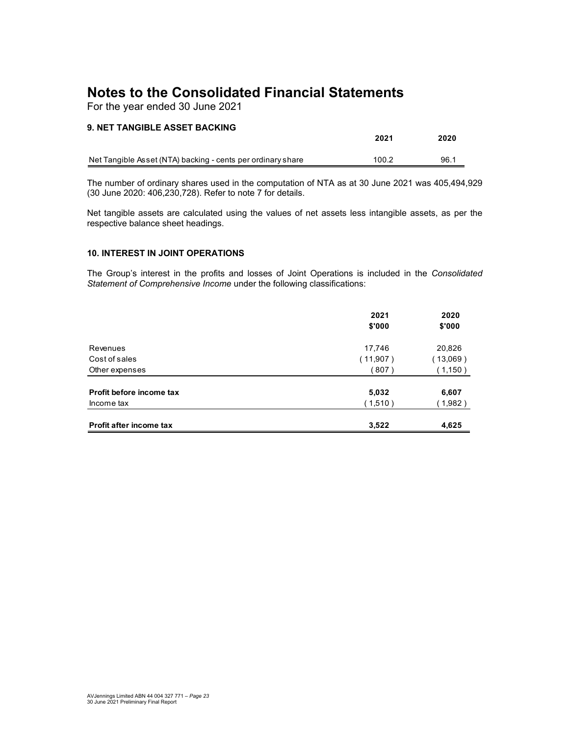# Notes to the Consolidated Financial Statements

For the year ended 30 June 2021

### 9. NET TANGIBLE ASSET BACKING

| | 2021 | 2020 |
|---|---|---|
| Net Tangible Asset (NTA) backing - cents per ordinary share | 100.2 | 96.1 |

The number of ordinary shares used in the computation of NTA as at 30 June 2021 was 405,494,929 (30 June 2020: 406,230,728). Refer to note 7 for details.

Net tangible assets are calculated using the values of net assets less intangible assets, as per the respective balance sheet headings.

### 10. INTEREST IN JOINT OPERATIONS

The Group's interest in the profits and losses of Joint Operations is included in the *Consolidated Statement of Comprehensive Income* under the following classifications:

| | 2021<br>$'000 | 2020<br>$'000 |
|---|---|---|
| Revenues | 17,746 | 20,826 |
| Cost of sales | ( 11,907 ) | ( 13,069 ) |
| Other expenses | ( 807 ) | ( 1,150 ) |
| **Profit before income tax** | **5,032** | **6,607** |
| Income tax | ( 1,510 ) | ( 1,982 ) |
| **Profit after income tax** | **3,522** | **4,625** |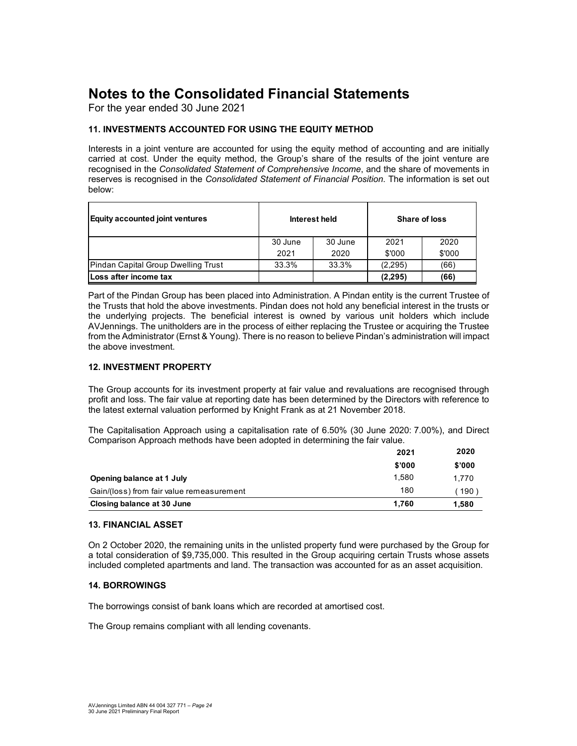# Notes to the Consolidated Financial Statements

For the year ended 30 June 2021

### 11. INVESTMENTS ACCOUNTED FOR USING THE EQUITY METHOD

Interests in a joint venture are accounted for using the equity method of accounting and are initially carried at cost. Under the equity method, the Group's share of the results of the joint venture are recognised in the *Consolidated Statement of Comprehensive Income*, and the share of movements in reserves is recognised in the *Consolidated Statement of Financial Position*. The information is set out below:

| Equity accounted joint ventures | Interest held | | Share of loss | |
|---|---|---|---|---|
| | 30 June 2021 | 30 June 2020 | 2021 $'000 | 2020 $'000 |
| Pindan Capital Group Dwelling Trust | 33.3% | 33.3% | (2,295) | (66) |
| **Loss after income tax** | | | **(2,295)** | **(66)** |

Part of the Pindan Group has been placed into Administration. A Pindan entity is the current Trustee of the Trusts that hold the above investments. Pindan does not hold any beneficial interest in the trusts or the underlying projects. The beneficial interest is owned by various unit holders which include AVJennings. The unitholders are in the process of either replacing the Trustee or acquiring the Trustee from the Administrator (Ernst & Young). There is no reason to believe Pindan's administration will impact the above investment.

### 12. INVESTMENT PROPERTY

The Group accounts for its investment property at fair value and revaluations are recognised through profit and loss. The fair value at reporting date has been determined by the Directors with reference to the latest external valuation performed by Knight Frank as at 21 November 2018.

The Capitalisation Approach using a capitalisation rate of 6.50% (30 June 2020: 7.00%), and Direct Comparison Approach methods have been adopted in determining the fair value.

| | 2021 $'000 | 2020 $'000 |
|---|---|---|
| **Opening balance at 1 July** | 1,580 | 1,770 |
| Gain/(loss) from fair value remeasurement | 180 | (190) |
| **Closing balance at 30 June** | **1,760** | **1,580** |

### 13. FINANCIAL ASSET

On 2 October 2020, the remaining units in the unlisted property fund were purchased by the Group for a total consideration of $9,735,000. This resulted in the Group acquiring certain Trusts whose assets included completed apartments and land. The transaction was accounted for as an asset acquisition.

### 14. BORROWINGS

The borrowings consist of bank loans which are recorded at amortised cost.

The Group remains compliant with all lending covenants.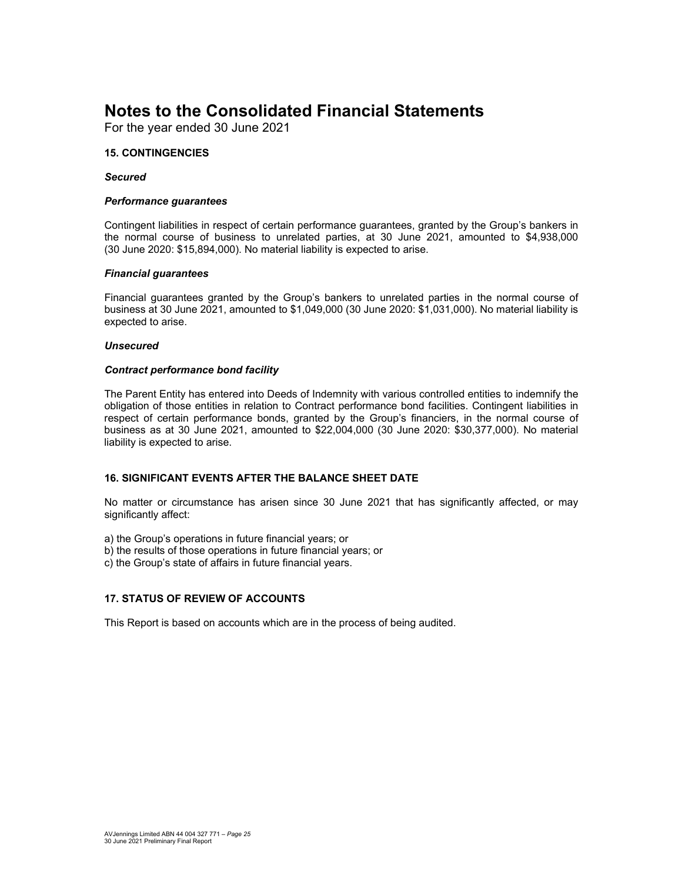# Notes to the Consolidated Financial Statements

For the year ended 30 June 2021

## 15. CONTINGENCIES

***Secured***

***Performance guarantees***

Contingent liabilities in respect of certain performance guarantees, granted by the Group's bankers in the normal course of business to unrelated parties, at 30 June 2021, amounted to $4,938,000 (30 June 2020: $15,894,000). No material liability is expected to arise.

***Financial guarantees***

Financial guarantees granted by the Group's bankers to unrelated parties in the normal course of business at 30 June 2021, amounted to $1,049,000 (30 June 2020: $1,031,000). No material liability is expected to arise.

***Unsecured***

***Contract performance bond facility***

The Parent Entity has entered into Deeds of Indemnity with various controlled entities to indemnify the obligation of those entities in relation to Contract performance bond facilities. Contingent liabilities in respect of certain performance bonds, granted by the Group's financiers, in the normal course of business as at 30 June 2021, amounted to $22,004,000 (30 June 2020: $30,377,000). No material liability is expected to arise.

## 16. SIGNIFICANT EVENTS AFTER THE BALANCE SHEET DATE

No matter or circumstance has arisen since 30 June 2021 that has significantly affected, or may significantly affect:

a) the Group's operations in future financial years; or
b) the results of those operations in future financial years; or
c) the Group's state of affairs in future financial years.

## 17. STATUS OF REVIEW OF ACCOUNTS

This Report is based on accounts which are in the process of being audited.